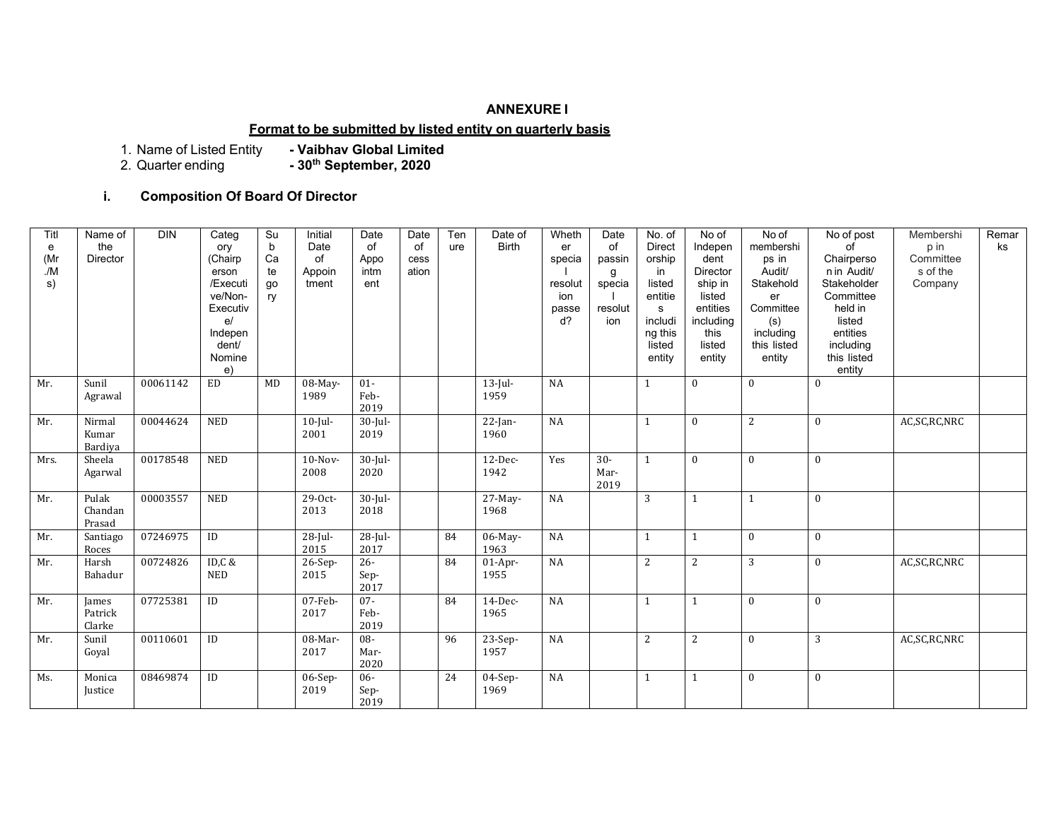**ANNEXURE I**

**Format to be submitted by listed entity on quarterly basis**

1. Name of Listed Entity **- Vaibhav Global Limited**
2. Quarter ending **- 30th September, 2020**

### i. Composition Of Board Of Director

| Title (Mr./Ms) | Name of the Director | DIN | Category (Chairperson /Executive/Non-Executive/ Independent/ Nominee) | Sub Category | Initial Date of Appointment | Date of Appointment | Date of cessation | Tenure | Date of Birth | Whether special resolution passed? | Date of passing special resolution | No. of Directorship in listed entities including this listed entity | No of Independent Directorship in listed entities including this listed entity | No of memberships in Audit/ Stakeholder Committee (s) including this listed entity | No of post of Chairperson in Audit/ Stakeholder Committee held in listed entities including this listed entity | Membership in Committees of the Company | Remarks |
|---|---|---|---|---|---|---|---|---|---|---|---|---|---|---|---|---|---|
| Mr. | Sunil Agrawal | 00061142 | ED | MD | 08-May-1989 | 01-Feb-2019 | | | 13-Jul-1959 | NA | | 1 | 0 | 0 | 0 | | |
| Mr. | Nirmal Kumar Bardiya | 00044624 | NED | | 10-Jul-2001 | 30-Jul-2019 | | | 22-Jan-1960 | NA | | 1 | 0 | 2 | 0 | AC,SC,RC,NRC | |
| Mrs. | Sheela Agarwal | 00178548 | NED | | 10-Nov-2008 | 30-Jul-2020 | | | 12-Dec-1942 | Yes | 30-Mar-2019 | 1 | 0 | 0 | 0 | | |
| Mr. | Pulak Chandan Prasad | 00003557 | NED | | 29-Oct-2013 | 30-Jul-2018 | | | 27-May-1968 | NA | | 3 | 1 | 1 | 0 | | |
| Mr. | Santiago Roces | 07246975 | ID | | 28-Jul-2015 | 28-Jul-2017 | | 84 | 06-May-1963 | NA | | 1 | 1 | 0 | 0 | | |
| Mr. | Harsh Bahadur | 00724826 | ID,C & NED | | 26-Sep-2015 | 26-Sep-2017 | | 84 | 01-Apr-1955 | NA | | 2 | 2 | 3 | 0 | AC,SC,RC,NRC | |
| Mr. | James Patrick Clarke | 07725381 | ID | | 07-Feb-2017 | 07-Feb-2019 | | 84 | 14-Dec-1965 | NA | | 1 | 1 | 0 | 0 | | |
| Mr. | Sunil Goyal | 00110601 | ID | | 08-Mar-2017 | 08-Mar-2020 | | 96 | 23-Sep-1957 | NA | | 2 | 2 | 0 | 3 | AC,SC,RC,NRC | |
| Ms. | Monica Justice | 08469874 | ID | | 06-Sep-2019 | 06-Sep-2019 | | 24 | 04-Sep-1969 | NA | | 1 | 1 | 0 | 0 | | |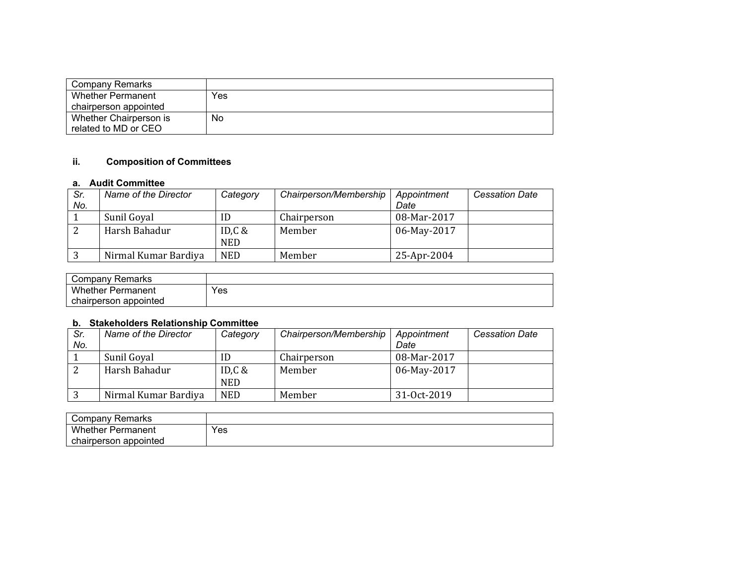| Company Remarks | |
|---|---|
| Whether Permanent chairperson appointed | Yes |
| Whether Chairperson is related to MD or CEO | No |

### ii. Composition of Committees

#### a. Audit Committee

| *Sr. No.* | *Name of the Director* | *Category* | *Chairperson/Membership* | *Appointment Date* | *Cessation Date* |
|---|---|---|---|---|---|
| 1 | Sunil Goyal | ID | Chairperson | 08-Mar-2017 | |
| 2 | Harsh Bahadur | ID,C & NED | Member | 06-May-2017 | |
| 3 | Nirmal Kumar Bardiya | NED | Member | 25-Apr-2004 | |

| Company Remarks | |
|---|---|
| Whether Permanent chairperson appointed | Yes |

#### b. Stakeholders Relationship Committee

| *Sr. No.* | *Name of the Director* | *Category* | *Chairperson/Membership* | *Appointment Date* | *Cessation Date* |
|---|---|---|---|---|---|
| 1 | Sunil Goyal | ID | Chairperson | 08-Mar-2017 | |
| 2 | Harsh Bahadur | ID,C & NED | Member | 06-May-2017 | |
| 3 | Nirmal Kumar Bardiya | NED | Member | 31-Oct-2019 | |

| Company Remarks | |
|---|---|
| Whether Permanent chairperson appointed | Yes |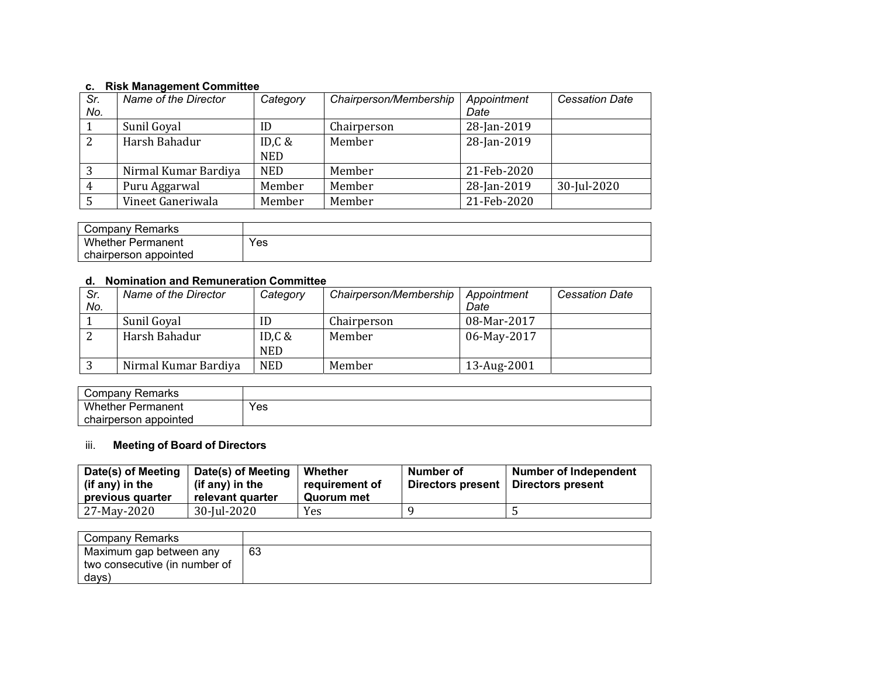### c. Risk Management Committee

| Sr. No. | Name of the Director | Category | Chairperson/Membership | Appointment Date | Cessation Date |
|---|---|---|---|---|---|
| 1 | Sunil Goyal | ID | Chairperson | 28-Jan-2019 | |
| 2 | Harsh Bahadur | ID,C & NED | Member | 28-Jan-2019 | |
| 3 | Nirmal Kumar Bardiya | NED | Member | 21-Feb-2020 | |
| 4 | Puru Aggarwal | Member | Member | 28-Jan-2019 | 30-Jul-2020 |
| 5 | Vineet Ganeriwala | Member | Member | 21-Feb-2020 | |

| Company Remarks | |
|---|---|
| Whether Permanent chairperson appointed | Yes |

### d. Nomination and Remuneration Committee

| Sr. No. | Name of the Director | Category | Chairperson/Membership | Appointment Date | Cessation Date |
|---|---|---|---|---|---|
| 1 | Sunil Goyal | ID | Chairperson | 08-Mar-2017 | |
| 2 | Harsh Bahadur | ID,C & NED | Member | 06-May-2017 | |
| 3 | Nirmal Kumar Bardiya | NED | Member | 13-Aug-2001 | |

| Company Remarks | |
|---|---|
| Whether Permanent chairperson appointed | Yes |

### iii. Meeting of Board of Directors

| Date(s) of Meeting (if any) in the previous quarter | Date(s) of Meeting (if any) in the relevant quarter | Whether requirement of Quorum met | Number of Directors present | Number of Independent Directors present |
|---|---|---|---|---|
| 27-May-2020 | 30-Jul-2020 | Yes | 9 | 5 |

| Company Remarks | |
|---|---|
| Maximum gap between any two consecutive (in number of days) | 63 |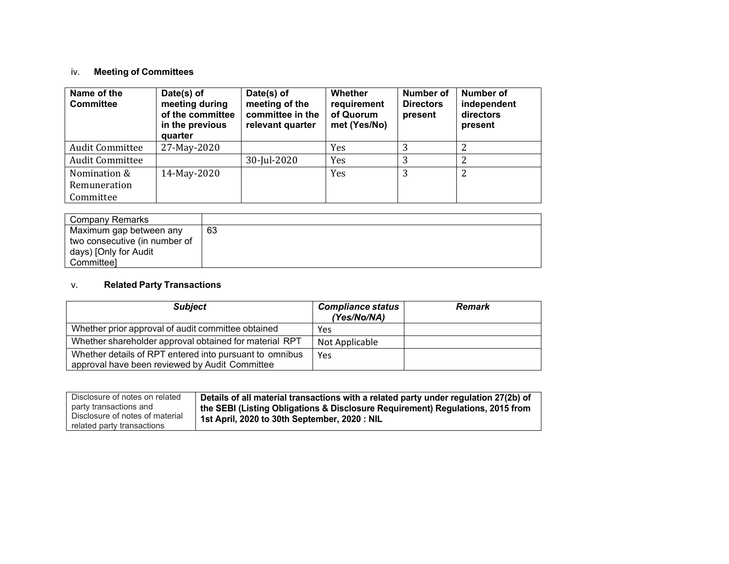iv. **Meeting of Committees**

| Name of the Committee | Date(s) of meeting during of the committee in the previous quarter | Date(s) of meeting of the committee in the relevant quarter | Whether requirement of Quorum met (Yes/No) | Number of Directors present | Number of independent directors present |
|---|---|---|---|---|---|
| Audit Committee | 27-May-2020 | | Yes | 3 | 2 |
| Audit Committee | | 30-Jul-2020 | Yes | 3 | 2 |
| Nomination & Remuneration Committee | 14-May-2020 | | Yes | 3 | 2 |

| Company Remarks | |
|---|---|
| Maximum gap between any two consecutive (in number of days) [Only for Audit Committee] | 63 |

v. **Related Party Transactions**

| ***Subject*** | ***Compliance status (Yes/No/NA)*** | ***Remark*** |
|---|---|---|
| Whether prior approval of audit committee obtained | Yes | |
| Whether shareholder approval obtained for material RPT | Not Applicable | |
| Whether details of RPT entered into pursuant to omnibus approval have been reviewed by Audit Committee | Yes | |

| Disclosure of notes on related party transactions and Disclosure of notes of material related party transactions | **Details of all material transactions with a related party under regulation 27(2b) of the SEBI (Listing Obligations & Disclosure Requirement) Regulations, 2015 from 1st April, 2020 to 30th September, 2020 : NIL** |
|---|---|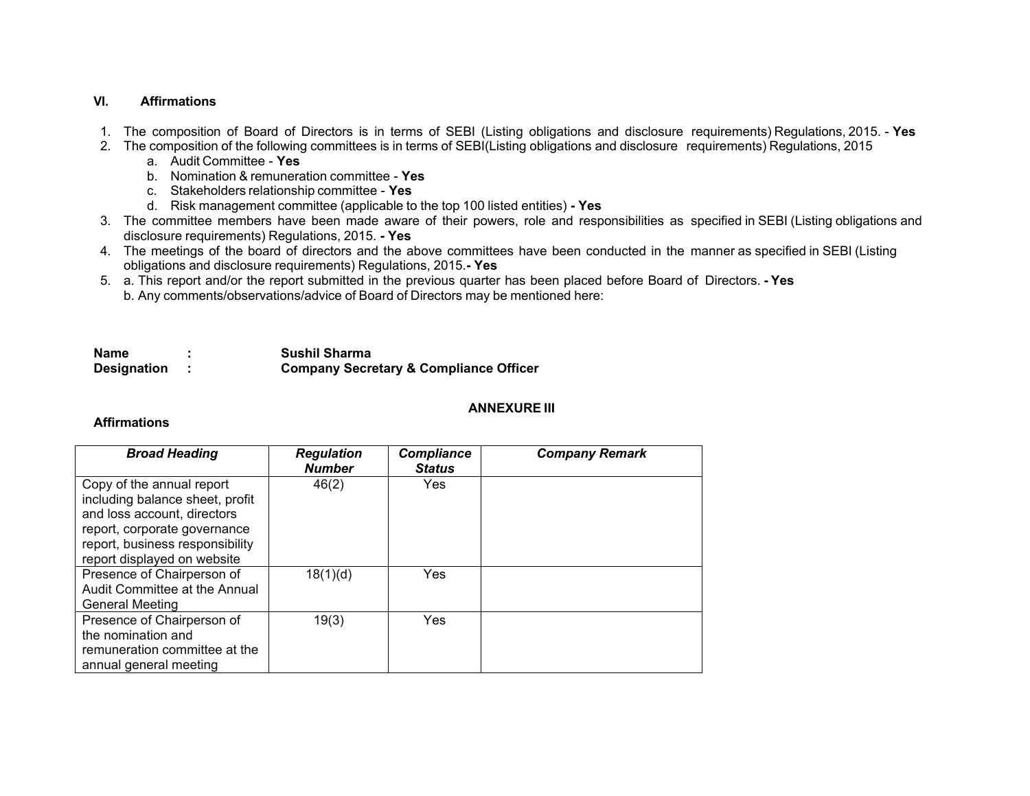## VI. Affirmations

1. The composition of Board of Directors is in terms of SEBI (Listing obligations and disclosure requirements) Regulations, 2015. - **Yes**
2. The composition of the following committees is in terms of SEBI(Listing obligations and disclosure requirements) Regulations, 2015
    a. Audit Committee - **Yes**
    b. Nomination & remuneration committee - **Yes**
    c. Stakeholders relationship committee - **Yes**
    d. Risk management committee (applicable to the top 100 listed entities) **- Yes**
3. The committee members have been made aware of their powers, role and responsibilities as specified in SEBI (Listing obligations and disclosure requirements) Regulations, 2015. **- Yes**
4. The meetings of the board of directors and the above committees have been conducted in the manner as specified in SEBI (Listing obligations and disclosure requirements) Regulations, 2015.**- Yes**
5. a. This report and/or the report submitted in the previous quarter has been placed before Board of Directors. **- Yes**
   b. Any comments/observations/advice of Board of Directors may be mentioned here:

**Name : Sushil Sharma**
**Designation : Company Secretary & Compliance Officer**

**ANNEXURE III**

**Affirmations**

| ***Broad Heading*** | ***Regulation Number*** | ***Compliance Status*** | ***Company Remark*** |
|---|---|---|---|
| Copy of the annual report including balance sheet, profit and loss account, directors report, corporate governance report, business responsibility report displayed on website | 46(2) | Yes | |
| Presence of Chairperson of Audit Committee at the Annual General Meeting | 18(1)(d) | Yes | |
| Presence of Chairperson of the nomination and remuneration committee at the annual general meeting | 19(3) | Yes | |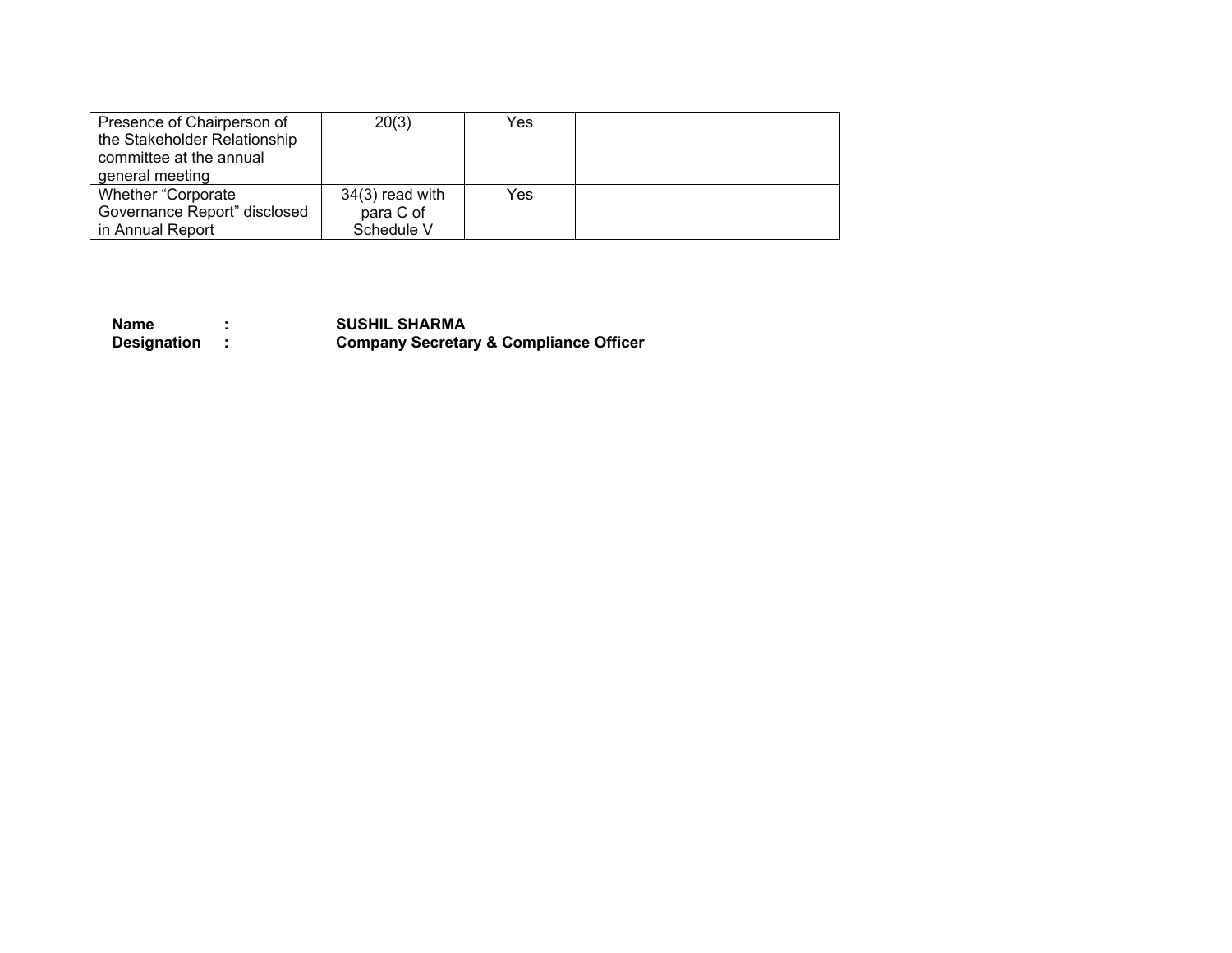| | | | |
|---|---|---|---|
| Presence of Chairperson of the Stakeholder Relationship committee at the annual general meeting | 20(3) | Yes | |
| Whether "Corporate Governance Report" disclosed in Annual Report | 34(3) read with para C of Schedule V | Yes | |

**Name : SUSHIL SHARMA**
**Designation : Company Secretary & Compliance Officer**